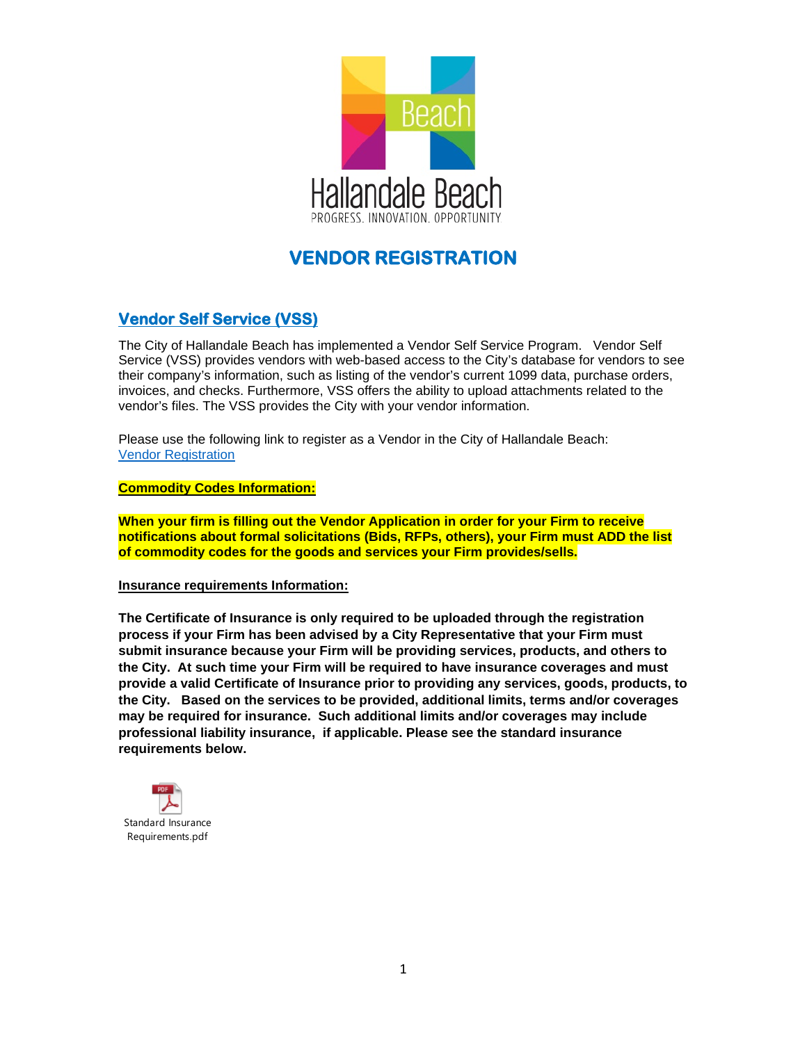Hallandale Beach

PROGRESS. INNOVATION. OPPORTUNITY

# VENDOR REGISTRATION

## Vendor Self Service (VSS)

The City of Hallandale Beach has implemented a Vendor Self Service Program. Vendor Self Service (VSS) provides vendors with web-based access to the City's database for vendors to see their company's information, such as listing of the vendor's current 1099 data, purchase orders, invoices, and checks. Furthermore, VSS offers the ability to upload attachments related to the vendor's files. The VSS provides the City with your vendor information.

Please use the following link to register as a Vendor in the City of Hallandale Beach:
Vendor Registration

**Commodity Codes Information:**

**When your firm is filling out the Vendor Application in order for your Firm to receive notifications about formal solicitations (Bids, RFPs, others), your Firm must ADD the list of commodity codes for the goods and services your Firm provides/sells.**

**Insurance requirements Information:**

**The Certificate of Insurance is only required to be uploaded through the registration process if your Firm has been advised by a City Representative that your Firm must submit insurance because your Firm will be providing services, products, and others to the City. At such time your Firm will be required to have insurance coverages and must provide a valid Certificate of Insurance prior to providing any services, goods, products, to the City. Based on the services to be provided, additional limits, terms and/or coverages may be required for insurance. Such additional limits and/or coverages may include professional liability insurance, if applicable. Please see the standard insurance requirements below.**

Standard Insurance Requirements.pdf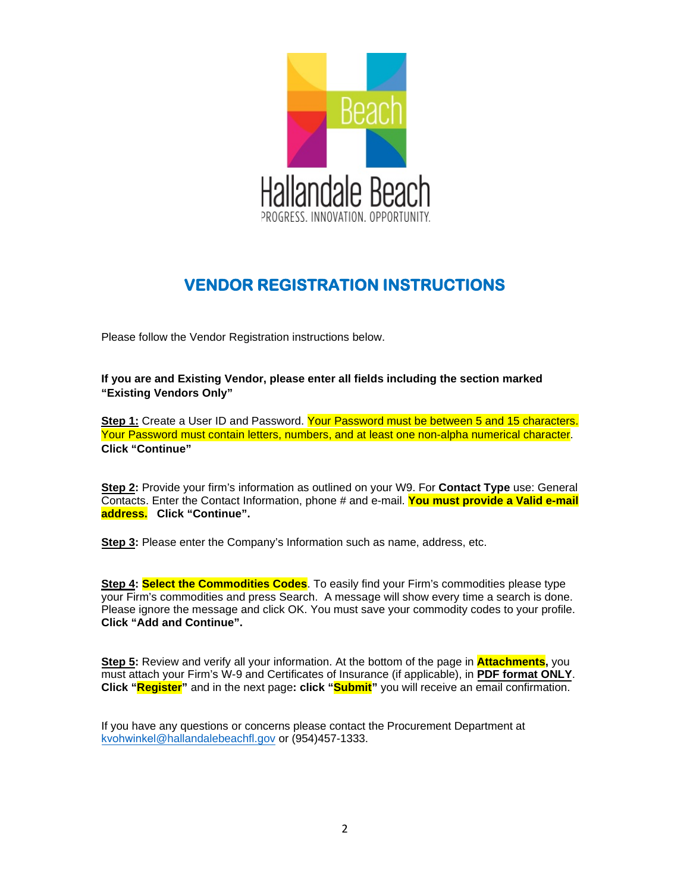Hallandale Beach

PROGRESS. INNOVATION. OPPORTUNITY.

# VENDOR REGISTRATION INSTRUCTIONS

Please follow the Vendor Registration instructions below.

**If you are and Existing Vendor, please enter all fields including the section marked "Existing Vendors Only"**

**Step 1:** Create a User ID and Password. Your Password must be between 5 and 15 characters. Your Password must contain letters, numbers, and at least one non-alpha numerical character. **Click "Continue"**

**Step 2:** Provide your firm's information as outlined on your W9. For **Contact Type** use: General Contacts. Enter the Contact Information, phone # and e-mail. **You must provide a Valid e-mail address. Click "Continue".**

**Step 3:** Please enter the Company's Information such as name, address, etc.

**Step 4: Select the Commodities Codes**. To easily find your Firm's commodities please type your Firm's commodities and press Search. A message will show every time a search is done. Please ignore the message and click OK. You must save your commodity codes to your profile. **Click "Add and Continue".**

**Step 5:** Review and verify all your information. At the bottom of the page in **Attachments,** you must attach your Firm's W-9 and Certificates of Insurance (if applicable), in **PDF format ONLY**. **Click "Register"** and in the next page**: click "Submit"** you will receive an email confirmation.

If you have any questions or concerns please contact the Procurement Department at kvohwinkel@hallandalebeachfl.gov or (954)457-1333.